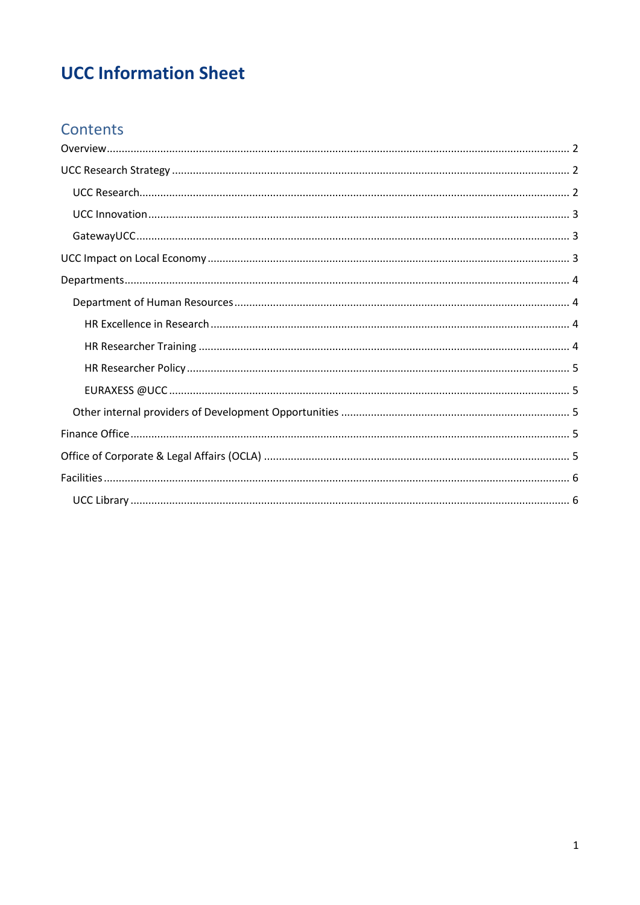# UCC Information Sheet

## Contents

- Overview ........ 2
- UCC Research Strategy ........ 2
  - UCC Research ........ 2
  - UCC Innovation ........ 3
  - GatewayUCC ........ 3
- UCC Impact on Local Economy ........ 3
- Departments ........ 4
  - Department of Human Resources ........ 4
    - HR Excellence in Research ........ 4
    - HR Researcher Training ........ 4
    - HR Researcher Policy ........ 5
    - EURAXESS @UCC ........ 5
  - Other internal providers of Development Opportunities ........ 5
- Finance Office ........ 5
- Office of Corporate & Legal Affairs (OCLA) ........ 5
- Facilities ........ 6
  - UCC Library ........ 6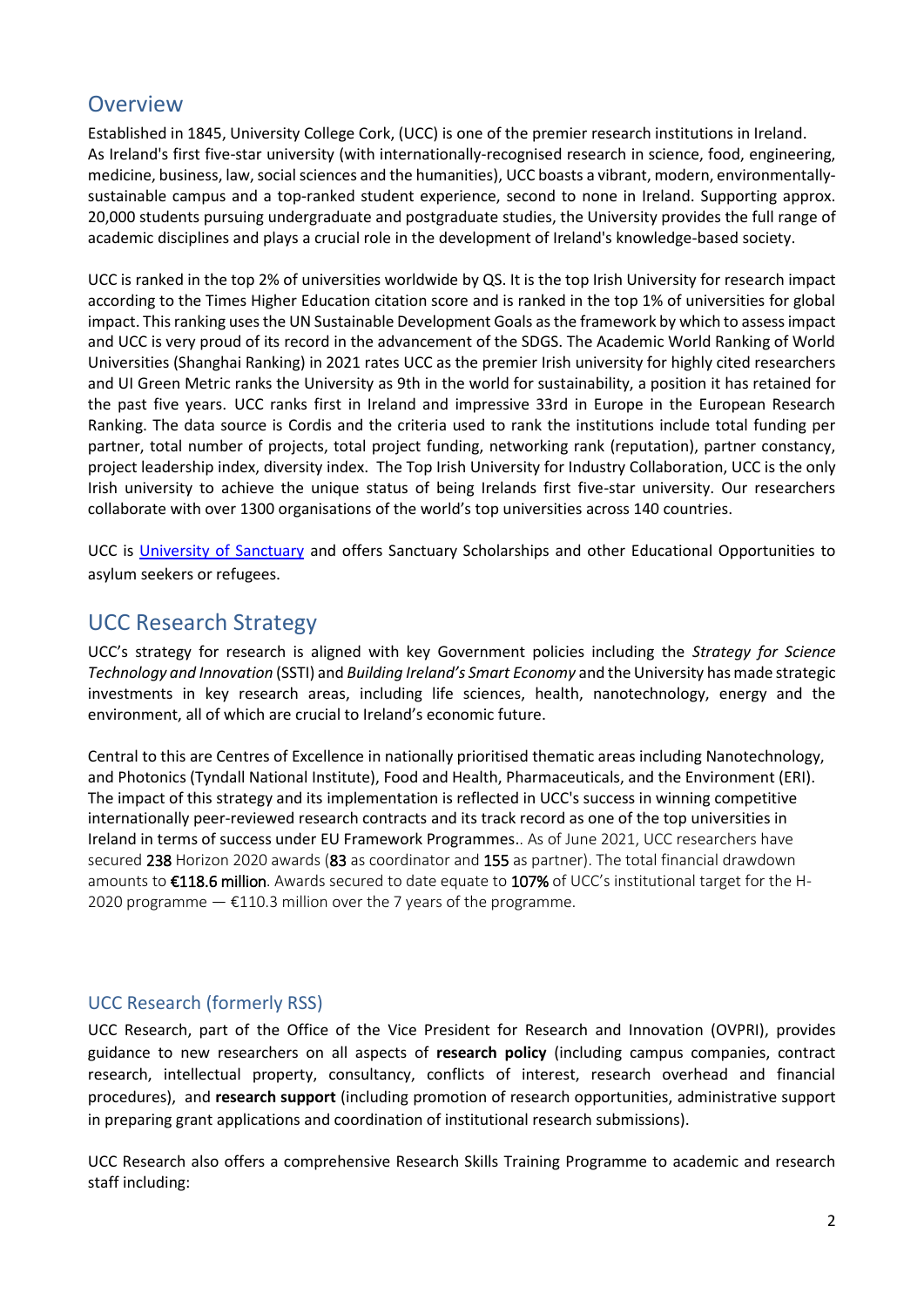## Overview

Established in 1845, University College Cork, (UCC) is one of the premier research institutions in Ireland. As Ireland's first five-star university (with internationally-recognised research in science, food, engineering, medicine, business, law, social sciences and the humanities), UCC boasts a vibrant, modern, environmentally-sustainable campus and a top-ranked student experience, second to none in Ireland. Supporting approx. 20,000 students pursuing undergraduate and postgraduate studies, the University provides the full range of academic disciplines and plays a crucial role in the development of Ireland's knowledge-based society.

UCC is ranked in the top 2% of universities worldwide by QS. It is the top Irish University for research impact according to the Times Higher Education citation score and is ranked in the top 1% of universities for global impact. This ranking uses the UN Sustainable Development Goals as the framework by which to assess impact and UCC is very proud of its record in the advancement of the SDGS. The Academic World Ranking of World Universities (Shanghai Ranking) in 2021 rates UCC as the premier Irish university for highly cited researchers and UI Green Metric ranks the University as 9th in the world for sustainability, a position it has retained for the past five years. UCC ranks first in Ireland and impressive 33rd in Europe in the European Research Ranking. The data source is Cordis and the criteria used to rank the institutions include total funding per partner, total number of projects, total project funding, networking rank (reputation), partner constancy, project leadership index, diversity index. The Top Irish University for Industry Collaboration, UCC is the only Irish university to achieve the unique status of being Irelands first five-star university. Our researchers collaborate with over 1300 organisations of the world's top universities across 140 countries.

UCC is [University of Sanctuary] and offers Sanctuary Scholarships and other Educational Opportunities to asylum seekers or refugees.

## UCC Research Strategy

UCC's strategy for research is aligned with key Government policies including the *Strategy for Science Technology and Innovation* (SSTI) and *Building Ireland's Smart Economy* and the University has made strategic investments in key research areas, including life sciences, health, nanotechnology, energy and the environment, all of which are crucial to Ireland's economic future.

Central to this are Centres of Excellence in nationally prioritised thematic areas including Nanotechnology, and Photonics (Tyndall National Institute), Food and Health, Pharmaceuticals, and the Environment (ERI). The impact of this strategy and its implementation is reflected in UCC's success in winning competitive internationally peer-reviewed research contracts and its track record as one of the top universities in Ireland in terms of success under EU Framework Programmes.. As of June 2021, UCC researchers have secured 238 Horizon 2020 awards (83 as coordinator and 155 as partner). The total financial drawdown amounts to **€118.6 million**. Awards secured to date equate to 107% of UCC's institutional target for the H-2020 programme — €110.3 million over the 7 years of the programme.

### UCC Research (formerly RSS)

UCC Research, part of the Office of the Vice President for Research and Innovation (OVPRI), provides guidance to new researchers on all aspects of **research policy** (including campus companies, contract research, intellectual property, consultancy, conflicts of interest, research overhead and financial procedures), and **research support** (including promotion of research opportunities, administrative support in preparing grant applications and coordination of institutional research submissions).

UCC Research also offers a comprehensive Research Skills Training Programme to academic and research staff including: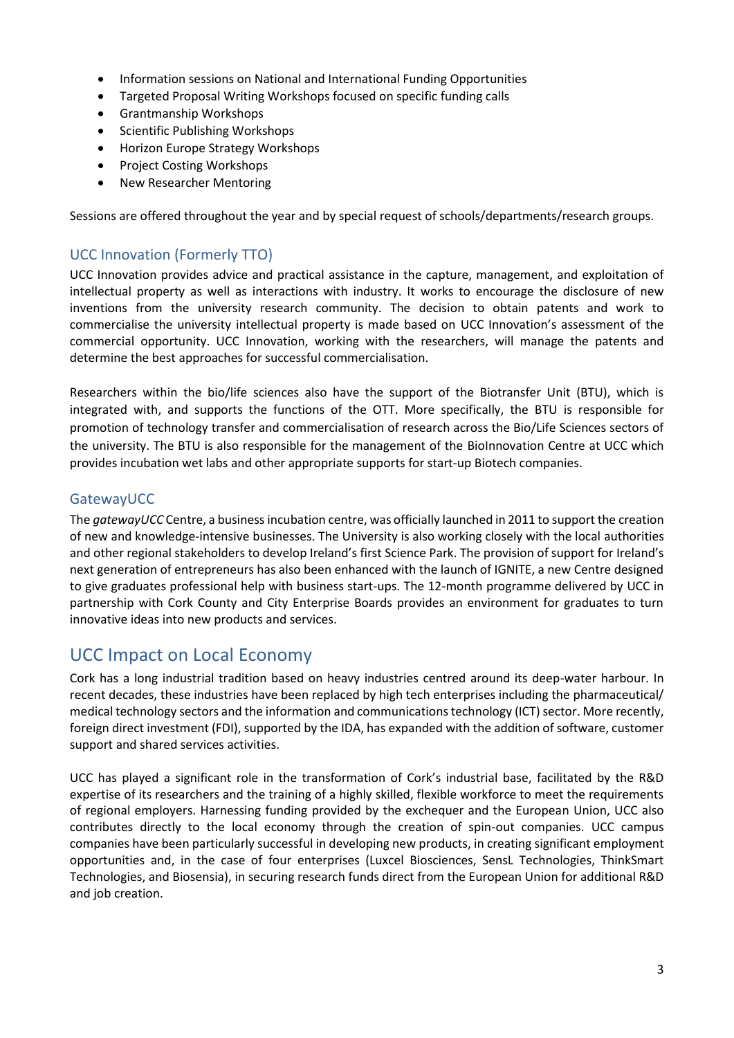- Information sessions on National and International Funding Opportunities
- Targeted Proposal Writing Workshops focused on specific funding calls
- Grantmanship Workshops
- Scientific Publishing Workshops
- Horizon Europe Strategy Workshops
- Project Costing Workshops
- New Researcher Mentoring

Sessions are offered throughout the year and by special request of schools/departments/research groups.

### UCC Innovation (Formerly TTO)

UCC Innovation provides advice and practical assistance in the capture, management, and exploitation of intellectual property as well as interactions with industry. It works to encourage the disclosure of new inventions from the university research community. The decision to obtain patents and work to commercialise the university intellectual property is made based on UCC Innovation's assessment of the commercial opportunity. UCC Innovation, working with the researchers, will manage the patents and determine the best approaches for successful commercialisation.

Researchers within the bio/life sciences also have the support of the Biotransfer Unit (BTU), which is integrated with, and supports the functions of the OTT. More specifically, the BTU is responsible for promotion of technology transfer and commercialisation of research across the Bio/Life Sciences sectors of the university. The BTU is also responsible for the management of the BioInnovation Centre at UCC which provides incubation wet labs and other appropriate supports for start-up Biotech companies.

### GatewayUCC

The *gatewayUCC* Centre, a business incubation centre, was officially launched in 2011 to support the creation of new and knowledge-intensive businesses. The University is also working closely with the local authorities and other regional stakeholders to develop Ireland's first Science Park. The provision of support for Ireland's next generation of entrepreneurs has also been enhanced with the launch of IGNITE, a new Centre designed to give graduates professional help with business start-ups. The 12-month programme delivered by UCC in partnership with Cork County and City Enterprise Boards provides an environment for graduates to turn innovative ideas into new products and services.

## UCC Impact on Local Economy

Cork has a long industrial tradition based on heavy industries centred around its deep-water harbour. In recent decades, these industries have been replaced by high tech enterprises including the pharmaceutical/ medical technology sectors and the information and communications technology (ICT) sector. More recently, foreign direct investment (FDI), supported by the IDA, has expanded with the addition of software, customer support and shared services activities.

UCC has played a significant role in the transformation of Cork's industrial base, facilitated by the R&D expertise of its researchers and the training of a highly skilled, flexible workforce to meet the requirements of regional employers. Harnessing funding provided by the exchequer and the European Union, UCC also contributes directly to the local economy through the creation of spin-out companies. UCC campus companies have been particularly successful in developing new products, in creating significant employment opportunities and, in the case of four enterprises (Luxcel Biosciences, SensL Technologies, ThinkSmart Technologies, and Biosensia), in securing research funds direct from the European Union for additional R&D and job creation.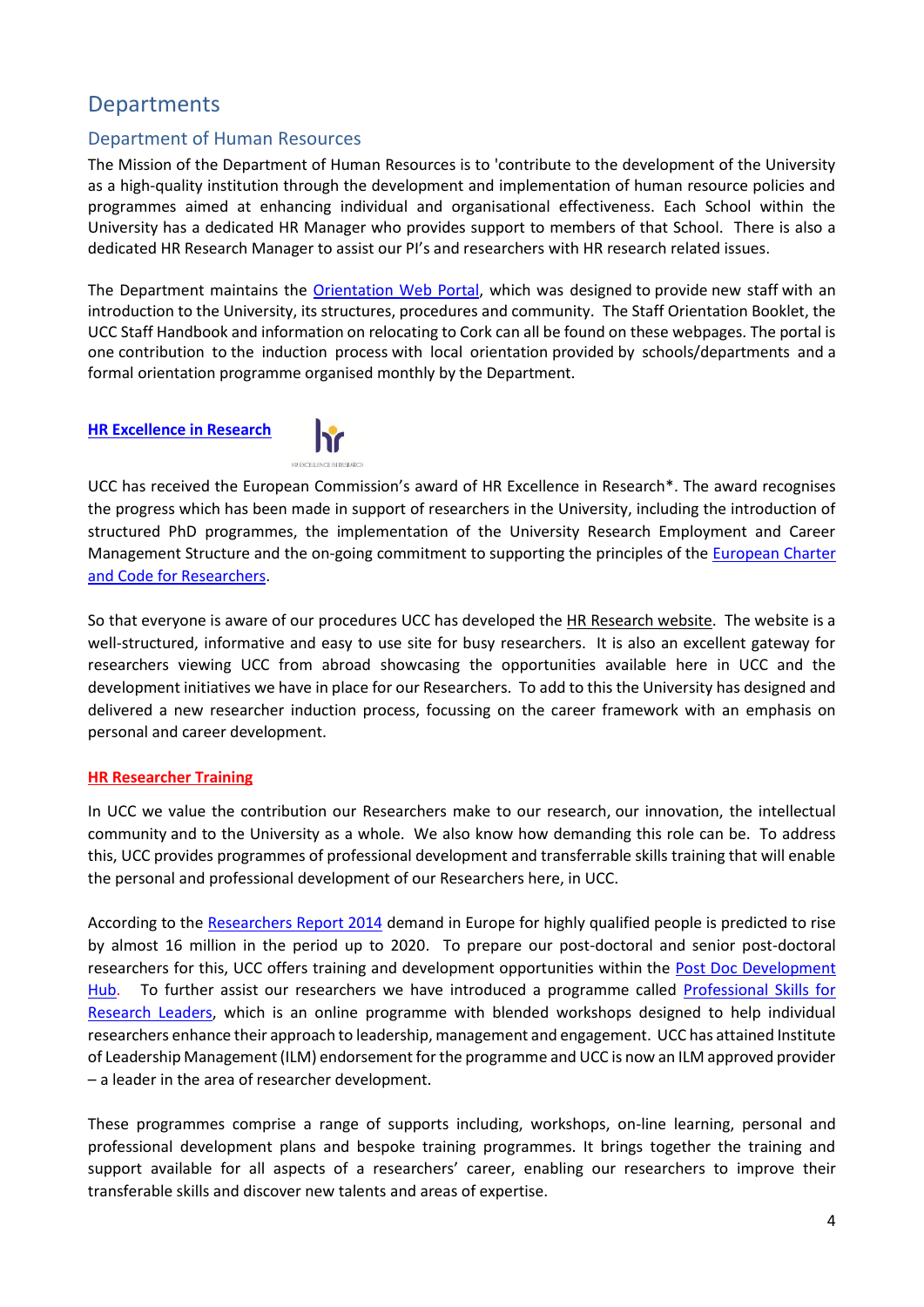# Departments

## Department of Human Resources

The Mission of the Department of Human Resources is to 'contribute to the development of the University as a high-quality institution through the development and implementation of human resource policies and programmes aimed at enhancing individual and organisational effectiveness. Each School within the University has a dedicated HR Manager who provides support to members of that School. There is also a dedicated HR Research Manager to assist our PI's and researchers with HR research related issues.

The Department maintains the Orientation Web Portal, which was designed to provide new staff with an introduction to the University, its structures, procedures and community. The Staff Orientation Booklet, the UCC Staff Handbook and information on relocating to Cork can all be found on these webpages. The portal is one contribution to the induction process with local orientation provided by schools/departments and a formal orientation programme organised monthly by the Department.

**HR Excellence in Research**

UCC has received the European Commission's award of HR Excellence in Research*. The award recognises the progress which has been made in support of researchers in the University, including the introduction of structured PhD programmes, the implementation of the University Research Employment and Career Management Structure and the on-going commitment to supporting the principles of the European Charter and Code for Researchers.

So that everyone is aware of our procedures UCC has developed the HR Research website. The website is a well-structured, informative and easy to use site for busy researchers. It is also an excellent gateway for researchers viewing UCC from abroad showcasing the opportunities available here in UCC and the development initiatives we have in place for our Researchers. To add to this the University has designed and delivered a new researcher induction process, focussing on the career framework with an emphasis on personal and career development.

**HR Researcher Training**

In UCC we value the contribution our Researchers make to our research, our innovation, the intellectual community and to the University as a whole. We also know how demanding this role can be. To address this, UCC provides programmes of professional development and transferrable skills training that will enable the personal and professional development of our Researchers here, in UCC.

According to the Researchers Report 2014 demand in Europe for highly qualified people is predicted to rise by almost 16 million in the period up to 2020. To prepare our post-doctoral and senior post-doctoral researchers for this, UCC offers training and development opportunities within the Post Doc Development Hub. To further assist our researchers we have introduced a programme called Professional Skills for Research Leaders, which is an online programme with blended workshops designed to help individual researchers enhance their approach to leadership, management and engagement. UCC has attained Institute of Leadership Management (ILM) endorsement for the programme and UCC is now an ILM approved provider – a leader in the area of researcher development.

These programmes comprise a range of supports including, workshops, on-line learning, personal and professional development plans and bespoke training programmes. It brings together the training and support available for all aspects of a researchers' career, enabling our researchers to improve their transferable skills and discover new talents and areas of expertise.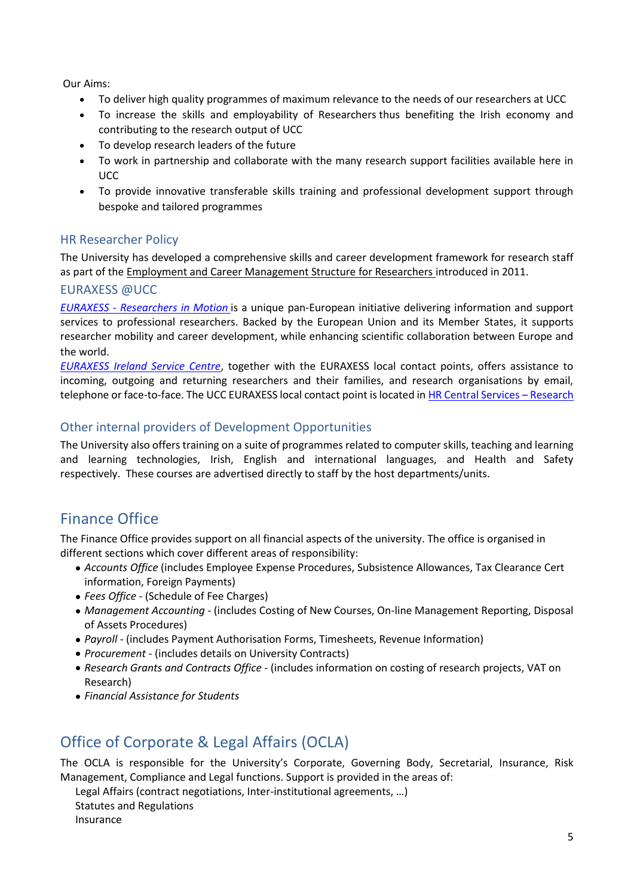Our Aims:

- To deliver high quality programmes of maximum relevance to the needs of our researchers at UCC
- To increase the skills and employability of Researchers thus benefiting the Irish economy and contributing to the research output of UCC
- To develop research leaders of the future
- To work in partnership and collaborate with the many research support facilities available here in UCC
- To provide innovative transferable skills training and professional development support through bespoke and tailored programmes

### HR Researcher Policy

The University has developed a comprehensive skills and career development framework for research staff as part of the Employment and Career Management Structure for Researchers introduced in 2011.

### EURAXESS @UCC

*EURAXESS - Researchers in Motion* is a unique pan-European initiative delivering information and support services to professional researchers. Backed by the European Union and its Member States, it supports researcher mobility and career development, while enhancing scientific collaboration between Europe and the world.

*EURAXESS Ireland Service Centre*, together with the EURAXESS local contact points, offers assistance to incoming, outgoing and returning researchers and their families, and research organisations by email, telephone or face-to-face. The UCC EURAXESS local contact point is located in HR Central Services – Research

### Other internal providers of Development Opportunities

The University also offers training on a suite of programmes related to computer skills, teaching and learning and learning technologies, Irish, English and international languages, and Health and Safety respectively. These courses are advertised directly to staff by the host departments/units.

## Finance Office

The Finance Office provides support on all financial aspects of the university. The office is organised in different sections which cover different areas of responsibility:

- *Accounts Office* (includes Employee Expense Procedures, Subsistence Allowances, Tax Clearance Cert information, Foreign Payments)
- *Fees Office* - (Schedule of Fee Charges)
- *Management Accounting* - (includes Costing of New Courses, On-line Management Reporting, Disposal of Assets Procedures)
- *Payroll* - (includes Payment Authorisation Forms, Timesheets, Revenue Information)
- *Procurement* - (includes details on University Contracts)
- *Research Grants and Contracts Office* - (includes information on costing of research projects, VAT on Research)
- *Financial Assistance for Students*

## Office of Corporate & Legal Affairs (OCLA)

The OCLA is responsible for the University's Corporate, Governing Body, Secretarial, Insurance, Risk Management, Compliance and Legal functions. Support is provided in the areas of:

Legal Affairs (contract negotiations, Inter-institutional agreements, …)
Statutes and Regulations
Insurance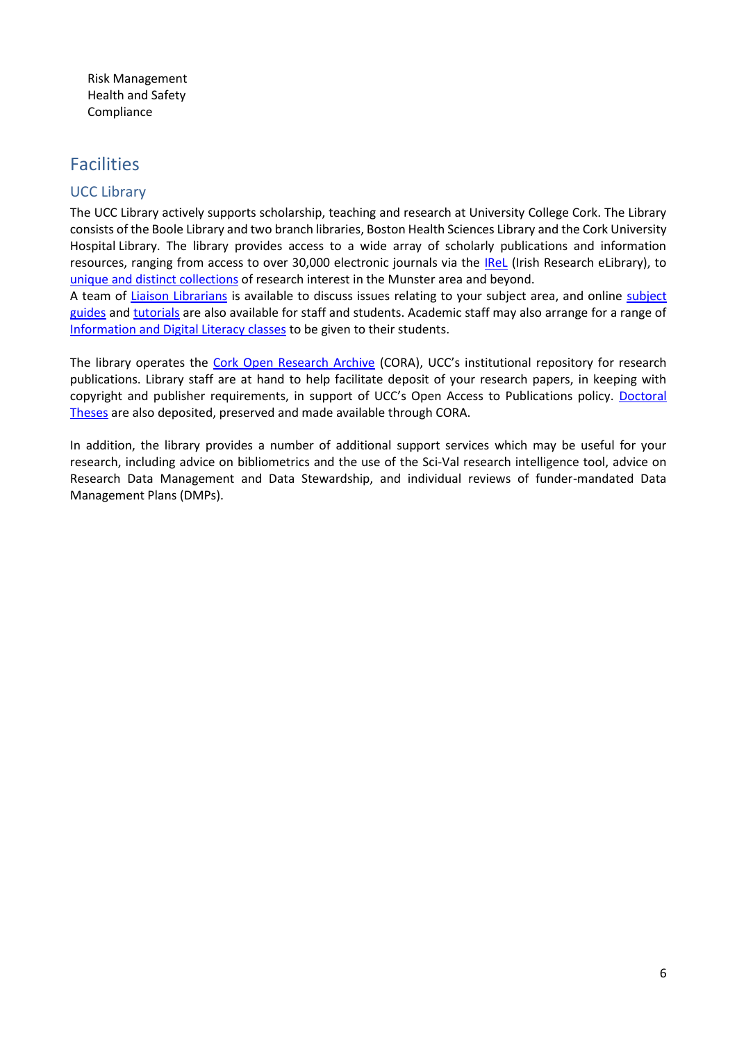Risk Management
Health and Safety
Compliance

## Facilities

### UCC Library

The UCC Library actively supports scholarship, teaching and research at University College Cork. The Library consists of the Boole Library and two branch libraries, Boston Health Sciences Library and the Cork University Hospital Library. The library provides access to a wide array of scholarly publications and information resources, ranging from access to over 30,000 electronic journals via the IReL (Irish Research eLibrary), to unique and distinct collections of research interest in the Munster area and beyond.
A team of Liaison Librarians is available to discuss issues relating to your subject area, and online subject guides and tutorials are also available for staff and students. Academic staff may also arrange for a range of Information and Digital Literacy classes to be given to their students.

The library operates the Cork Open Research Archive (CORA), UCC's institutional repository for research publications. Library staff are at hand to help facilitate deposit of your research papers, in keeping with copyright and publisher requirements, in support of UCC's Open Access to Publications policy. Doctoral Theses are also deposited, preserved and made available through CORA.

In addition, the library provides a number of additional support services which may be useful for your research, including advice on bibliometrics and the use of the Sci-Val research intelligence tool, advice on Research Data Management and Data Stewardship, and individual reviews of funder-mandated Data Management Plans (DMPs).